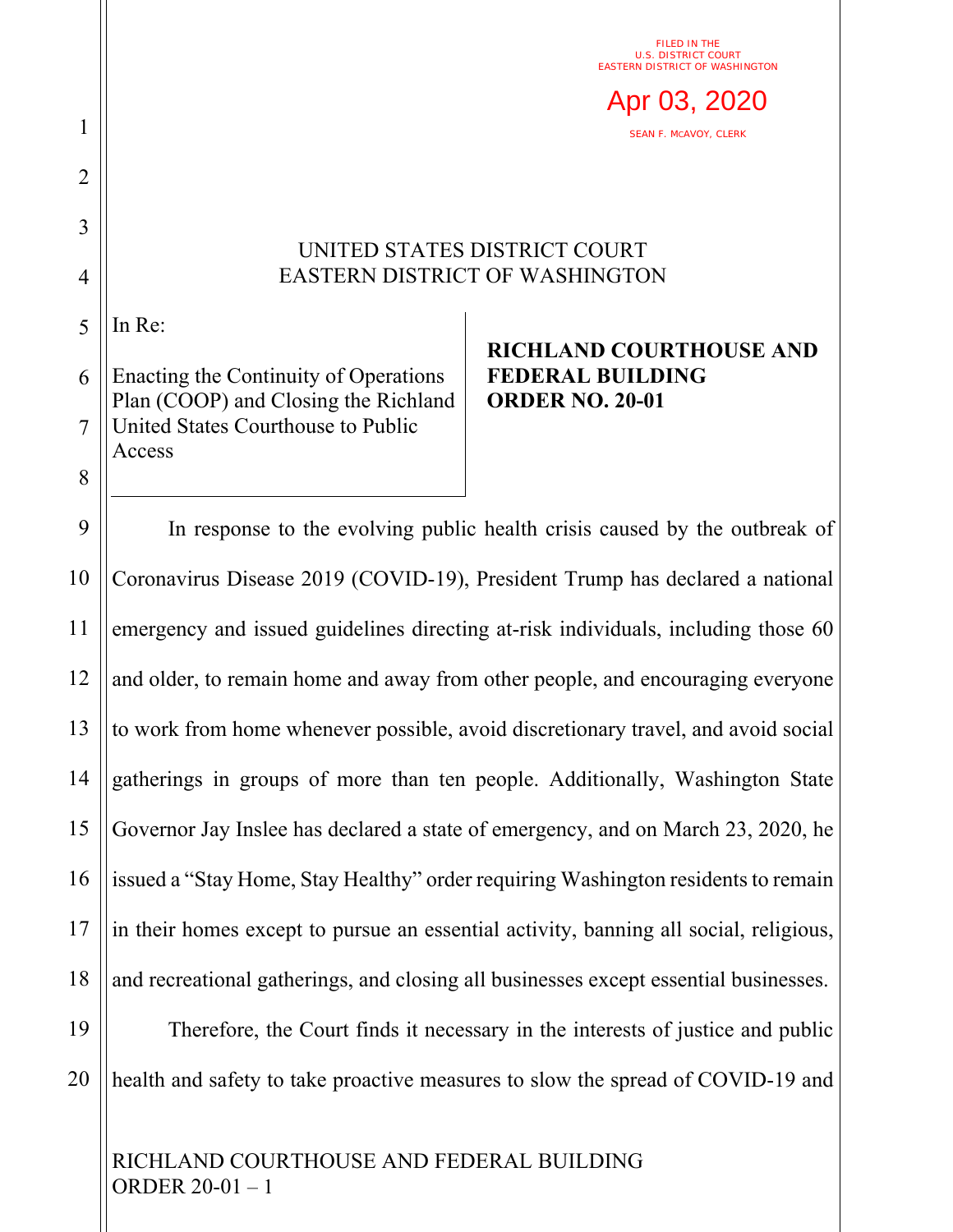FILED IN THE
U.S. DISTRICT COURT
EASTERN DISTRICT OF WASHINGTON

Apr 03, 2020

SEAN F. McAVOY, CLERK

UNITED STATES DISTRICT COURT
EASTERN DISTRICT OF WASHINGTON

In Re:

Enacting the Continuity of Operations Plan (COOP) and Closing the Richland United States Courthouse to Public Access

**RICHLAND COURTHOUSE AND FEDERAL BUILDING ORDER NO. 20-01**

In response to the evolving public health crisis caused by the outbreak of Coronavirus Disease 2019 (COVID-19), President Trump has declared a national emergency and issued guidelines directing at-risk individuals, including those 60 and older, to remain home and away from other people, and encouraging everyone to work from home whenever possible, avoid discretionary travel, and avoid social gatherings in groups of more than ten people. Additionally, Washington State Governor Jay Inslee has declared a state of emergency, and on March 23, 2020, he issued a "Stay Home, Stay Healthy" order requiring Washington residents to remain in their homes except to pursue an essential activity, banning all social, religious, and recreational gatherings, and closing all businesses except essential businesses.

Therefore, the Court finds it necessary in the interests of justice and public health and safety to take proactive measures to slow the spread of COVID-19 and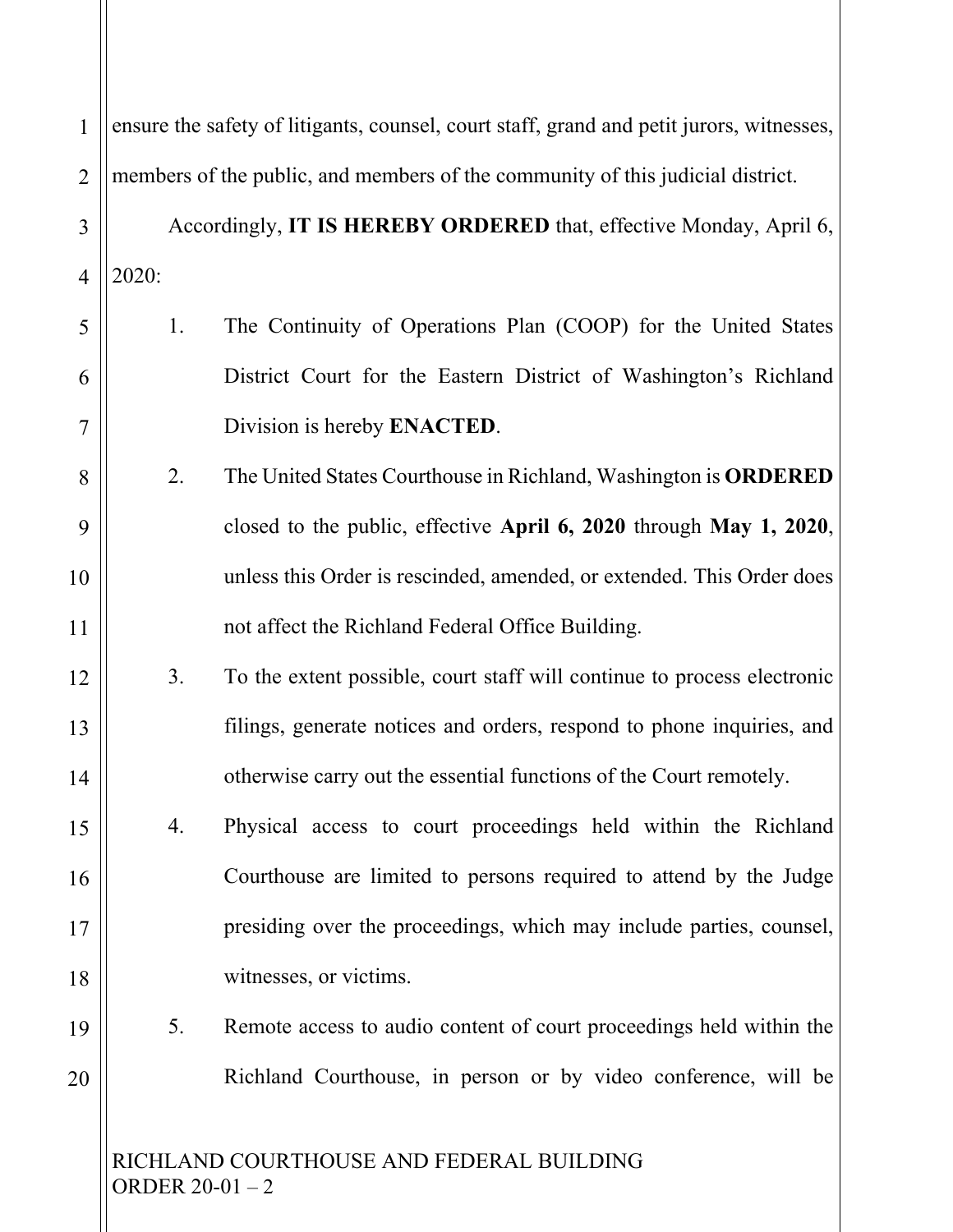ensure the safety of litigants, counsel, court staff, grand and petit jurors, witnesses, members of the public, and members of the community of this judicial district.

Accordingly, **IT IS HEREBY ORDERED** that, effective Monday, April 6, 2020:

1. The Continuity of Operations Plan (COOP) for the United States District Court for the Eastern District of Washington's Richland Division is hereby **ENACTED**.

2. The United States Courthouse in Richland, Washington is **ORDERED** closed to the public, effective **April 6, 2020** through **May 1, 2020**, unless this Order is rescinded, amended, or extended. This Order does not affect the Richland Federal Office Building.

3. To the extent possible, court staff will continue to process electronic filings, generate notices and orders, respond to phone inquiries, and otherwise carry out the essential functions of the Court remotely.

4. Physical access to court proceedings held within the Richland Courthouse are limited to persons required to attend by the Judge presiding over the proceedings, which may include parties, counsel, witnesses, or victims.

5. Remote access to audio content of court proceedings held within the Richland Courthouse, in person or by video conference, will be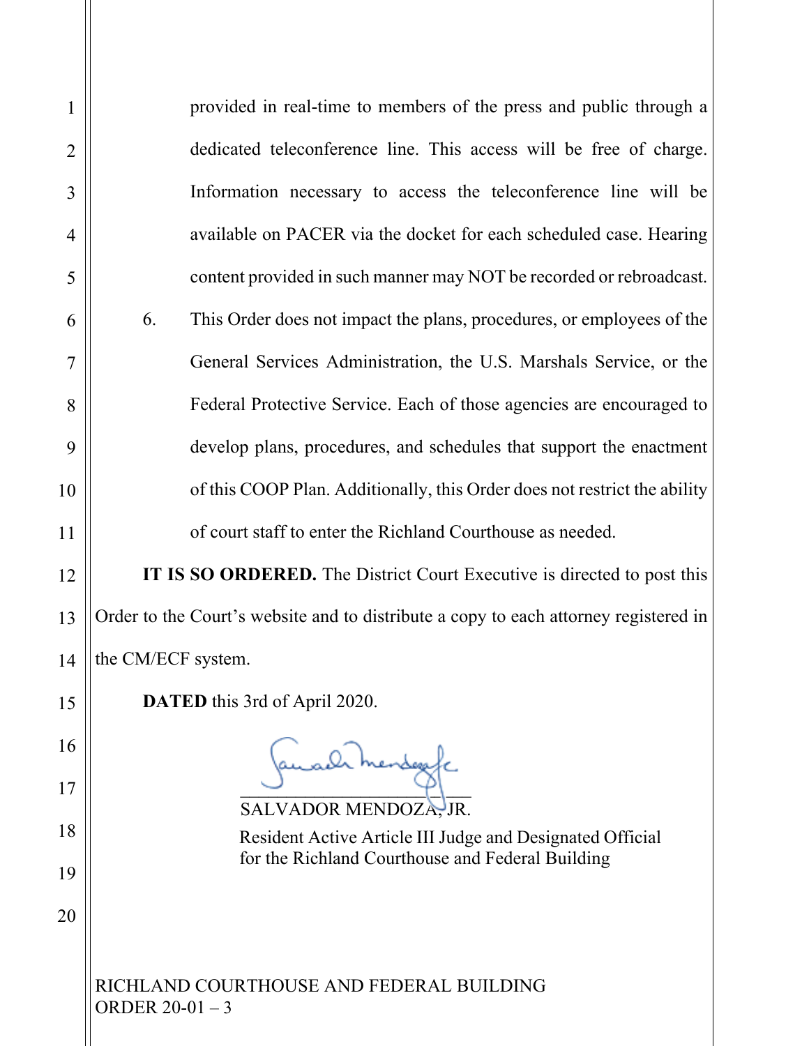provided in real-time to members of the press and public through a dedicated teleconference line. This access will be free of charge. Information necessary to access the teleconference line will be available on PACER via the docket for each scheduled case. Hearing content provided in such manner may NOT be recorded or rebroadcast.

6. This Order does not impact the plans, procedures, or employees of the General Services Administration, the U.S. Marshals Service, or the Federal Protective Service. Each of those agencies are encouraged to develop plans, procedures, and schedules that support the enactment of this COOP Plan. Additionally, this Order does not restrict the ability of court staff to enter the Richland Courthouse as needed.

**IT IS SO ORDERED.** The District Court Executive is directed to post this Order to the Court's website and to distribute a copy to each attorney registered in the CM/ECF system.

**DATED** this 3rd of April 2020.

SALVADOR MENDOZA, JR.
Resident Active Article III Judge and Designated Official for the Richland Courthouse and Federal Building

RICHLAND COURTHOUSE AND FEDERAL BUILDING
ORDER 20-01